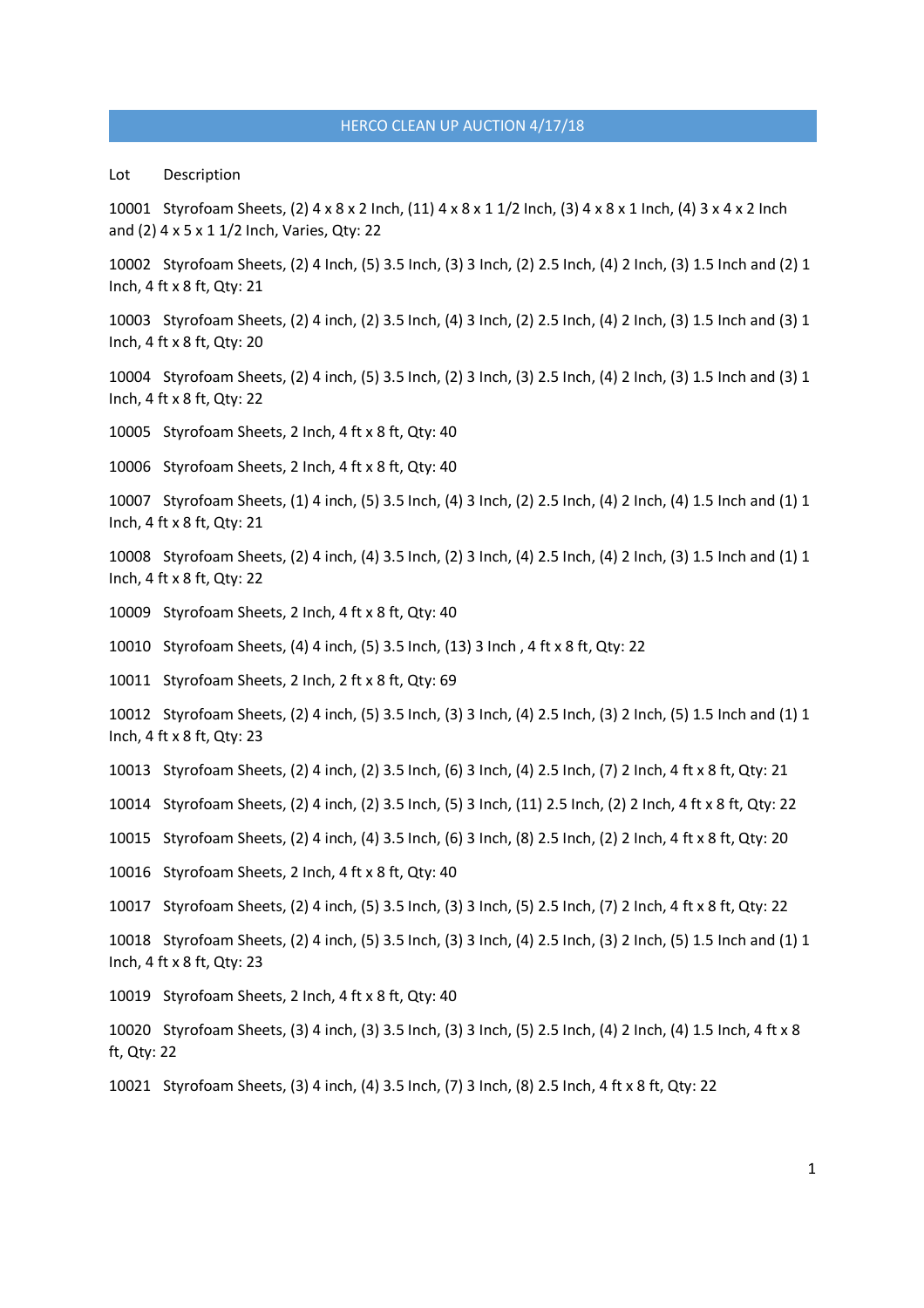# HERCO CLEAN UP AUCTION 4/17/18

| Lot | Description |
|---|---|
| 10001 | Styrofoam Sheets, (2) 4 x 8 x 2 Inch, (11) 4 x 8 x 1 1/2 Inch, (3) 4 x 8 x 1 Inch, (4) 3 x 4 x 2 Inch and (2) 4 x 5 x 1 1/2 Inch, Varies, Qty: 22 |
| 10002 | Styrofoam Sheets, (2) 4 Inch, (5) 3.5 Inch, (3) 3 Inch, (2) 2.5 Inch, (4) 2 Inch, (3) 1.5 Inch and (2) 1 Inch, 4 ft x 8 ft, Qty: 21 |
| 10003 | Styrofoam Sheets, (2) 4 inch, (2) 3.5 Inch, (4) 3 Inch, (2) 2.5 Inch, (4) 2 Inch, (3) 1.5 Inch and (3) 1 Inch, 4 ft x 8 ft, Qty: 20 |
| 10004 | Styrofoam Sheets, (2) 4 inch, (5) 3.5 Inch, (2) 3 Inch, (3) 2.5 Inch, (4) 2 Inch, (3) 1.5 Inch and (3) 1 Inch, 4 ft x 8 ft, Qty: 22 |
| 10005 | Styrofoam Sheets, 2 Inch, 4 ft x 8 ft, Qty: 40 |
| 10006 | Styrofoam Sheets, 2 Inch, 4 ft x 8 ft, Qty: 40 |
| 10007 | Styrofoam Sheets, (1) 4 inch, (5) 3.5 Inch, (4) 3 Inch, (2) 2.5 Inch, (4) 2 Inch, (4) 1.5 Inch and (1) 1 Inch, 4 ft x 8 ft, Qty: 21 |
| 10008 | Styrofoam Sheets, (2) 4 inch, (4) 3.5 Inch, (2) 3 Inch, (4) 2.5 Inch, (4) 2 Inch, (3) 1.5 Inch and (1) 1 Inch, 4 ft x 8 ft, Qty: 22 |
| 10009 | Styrofoam Sheets, 2 Inch, 4 ft x 8 ft, Qty: 40 |
| 10010 | Styrofoam Sheets, (4) 4 inch, (5) 3.5 Inch, (13) 3 Inch , 4 ft x 8 ft, Qty: 22 |
| 10011 | Styrofoam Sheets, 2 Inch, 2 ft x 8 ft, Qty: 69 |
| 10012 | Styrofoam Sheets, (2) 4 inch, (5) 3.5 Inch, (3) 3 Inch, (4) 2.5 Inch, (3) 2 Inch, (5) 1.5 Inch and (1) 1 Inch, 4 ft x 8 ft, Qty: 23 |
| 10013 | Styrofoam Sheets, (2) 4 inch, (2) 3.5 Inch, (6) 3 Inch, (4) 2.5 Inch, (7) 2 Inch, 4 ft x 8 ft, Qty: 21 |
| 10014 | Styrofoam Sheets, (2) 4 inch, (2) 3.5 Inch, (5) 3 Inch, (11) 2.5 Inch, (2) 2 Inch, 4 ft x 8 ft, Qty: 22 |
| 10015 | Styrofoam Sheets, (2) 4 inch, (4) 3.5 Inch, (6) 3 Inch, (8) 2.5 Inch, (2) 2 Inch, 4 ft x 8 ft, Qty: 20 |
| 10016 | Styrofoam Sheets, 2 Inch, 4 ft x 8 ft, Qty: 40 |
| 10017 | Styrofoam Sheets, (2) 4 inch, (5) 3.5 Inch, (3) 3 Inch, (5) 2.5 Inch, (7) 2 Inch, 4 ft x 8 ft, Qty: 22 |
| 10018 | Styrofoam Sheets, (2) 4 inch, (5) 3.5 Inch, (3) 3 Inch, (4) 2.5 Inch, (3) 2 Inch, (5) 1.5 Inch and (1) 1 Inch, 4 ft x 8 ft, Qty: 23 |
| 10019 | Styrofoam Sheets, 2 Inch, 4 ft x 8 ft, Qty: 40 |
| 10020 | Styrofoam Sheets, (3) 4 inch, (3) 3.5 Inch, (3) 3 Inch, (5) 2.5 Inch, (4) 2 Inch, (4) 1.5 Inch, 4 ft x 8 ft, Qty: 22 |
| 10021 | Styrofoam Sheets, (3) 4 inch, (4) 3.5 Inch, (7) 3 Inch, (8) 2.5 Inch, 4 ft x 8 ft, Qty: 22 |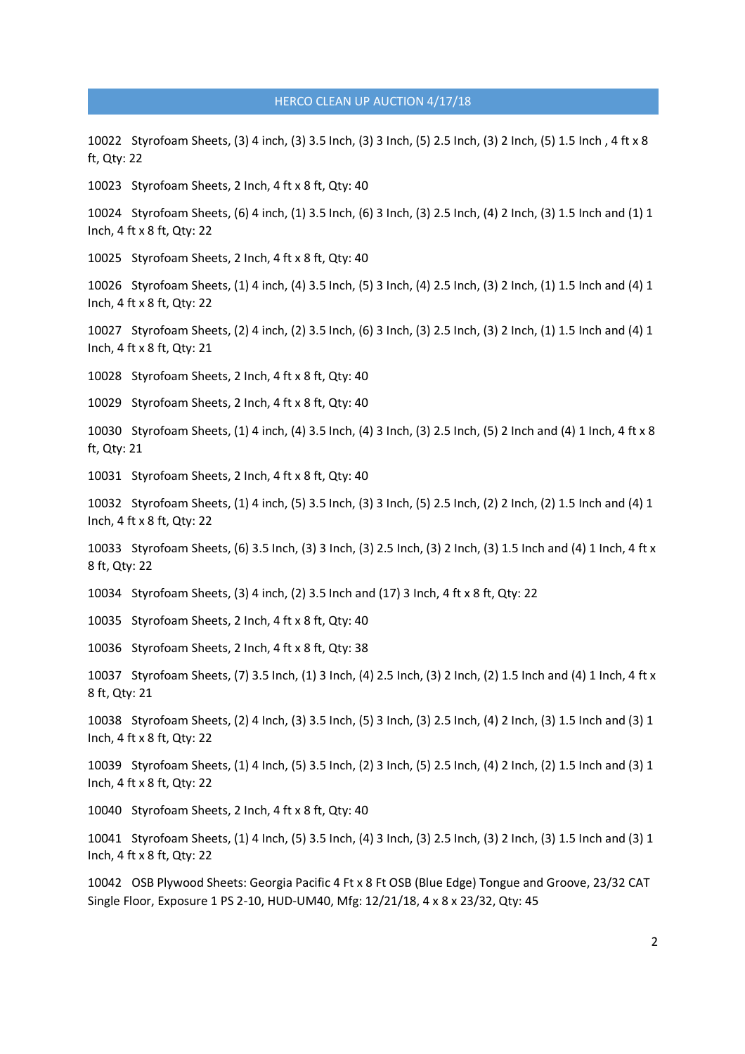HERCO CLEAN UP AUCTION 4/17/18

10022 Styrofoam Sheets, (3) 4 inch, (3) 3.5 Inch, (3) 3 Inch, (5) 2.5 Inch, (3) 2 Inch, (5) 1.5 Inch , 4 ft x 8 ft, Qty: 22

10023 Styrofoam Sheets, 2 Inch, 4 ft x 8 ft, Qty: 40

10024 Styrofoam Sheets, (6) 4 inch, (1) 3.5 Inch, (6) 3 Inch, (3) 2.5 Inch, (4) 2 Inch, (3) 1.5 Inch and (1) 1 Inch, 4 ft x 8 ft, Qty: 22

10025 Styrofoam Sheets, 2 Inch, 4 ft x 8 ft, Qty: 40

10026 Styrofoam Sheets, (1) 4 inch, (4) 3.5 Inch, (5) 3 Inch, (4) 2.5 Inch, (3) 2 Inch, (1) 1.5 Inch and (4) 1 Inch, 4 ft x 8 ft, Qty: 22

10027 Styrofoam Sheets, (2) 4 inch, (2) 3.5 Inch, (6) 3 Inch, (3) 2.5 Inch, (3) 2 Inch, (1) 1.5 Inch and (4) 1 Inch, 4 ft x 8 ft, Qty: 21

10028 Styrofoam Sheets, 2 Inch, 4 ft x 8 ft, Qty: 40

10029 Styrofoam Sheets, 2 Inch, 4 ft x 8 ft, Qty: 40

10030 Styrofoam Sheets, (1) 4 inch, (4) 3.5 Inch, (4) 3 Inch, (3) 2.5 Inch, (5) 2 Inch and (4) 1 Inch, 4 ft x 8 ft, Qty: 21

10031 Styrofoam Sheets, 2 Inch, 4 ft x 8 ft, Qty: 40

10032 Styrofoam Sheets, (1) 4 inch, (5) 3.5 Inch, (3) 3 Inch, (5) 2.5 Inch, (2) 2 Inch, (2) 1.5 Inch and (4) 1 Inch, 4 ft x 8 ft, Qty: 22

10033 Styrofoam Sheets, (6) 3.5 Inch, (3) 3 Inch, (3) 2.5 Inch, (3) 2 Inch, (3) 1.5 Inch and (4) 1 Inch, 4 ft x 8 ft, Qty: 22

10034 Styrofoam Sheets, (3) 4 inch, (2) 3.5 Inch and (17) 3 Inch, 4 ft x 8 ft, Qty: 22

10035 Styrofoam Sheets, 2 Inch, 4 ft x 8 ft, Qty: 40

10036 Styrofoam Sheets, 2 Inch, 4 ft x 8 ft, Qty: 38

10037 Styrofoam Sheets, (7) 3.5 Inch, (1) 3 Inch, (4) 2.5 Inch, (3) 2 Inch, (2) 1.5 Inch and (4) 1 Inch, 4 ft x 8 ft, Qty: 21

10038 Styrofoam Sheets, (2) 4 Inch, (3) 3.5 Inch, (5) 3 Inch, (3) 2.5 Inch, (4) 2 Inch, (3) 1.5 Inch and (3) 1 Inch, 4 ft x 8 ft, Qty: 22

10039 Styrofoam Sheets, (1) 4 Inch, (5) 3.5 Inch, (2) 3 Inch, (5) 2.5 Inch, (4) 2 Inch, (2) 1.5 Inch and (3) 1 Inch, 4 ft x 8 ft, Qty: 22

10040 Styrofoam Sheets, 2 Inch, 4 ft x 8 ft, Qty: 40

10041 Styrofoam Sheets, (1) 4 Inch, (5) 3.5 Inch, (4) 3 Inch, (3) 2.5 Inch, (3) 2 Inch, (3) 1.5 Inch and (3) 1 Inch, 4 ft x 8 ft, Qty: 22

10042 OSB Plywood Sheets: Georgia Pacific 4 Ft x 8 Ft OSB (Blue Edge) Tongue and Groove, 23/32 CAT Single Floor, Exposure 1 PS 2-10, HUD-UM40, Mfg: 12/21/18, 4 x 8 x 23/32, Qty: 45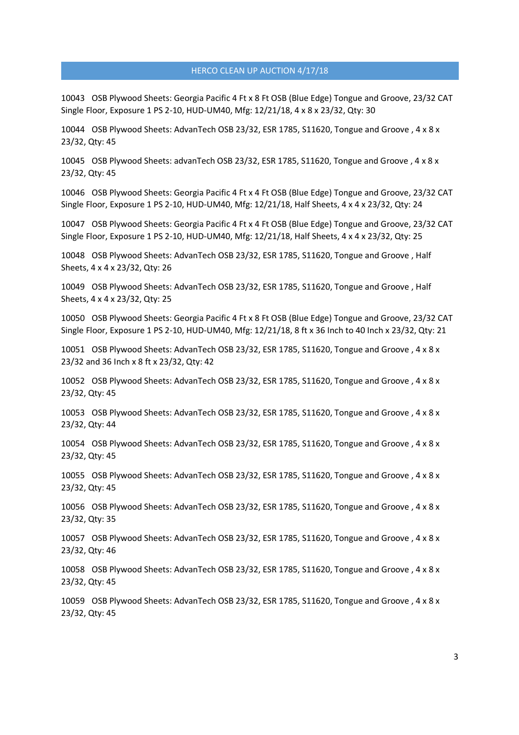## HERCO CLEAN UP AUCTION 4/17/18

10043 OSB Plywood Sheets: Georgia Pacific 4 Ft x 8 Ft OSB (Blue Edge) Tongue and Groove, 23/32 CAT Single Floor, Exposure 1 PS 2-10, HUD-UM40, Mfg: 12/21/18, 4 x 8 x 23/32, Qty: 30

10044 OSB Plywood Sheets: AdvanTech OSB 23/32, ESR 1785, S11620, Tongue and Groove , 4 x 8 x 23/32, Qty: 45

10045 OSB Plywood Sheets: advanTech OSB 23/32, ESR 1785, S11620, Tongue and Groove , 4 x 8 x 23/32, Qty: 45

10046 OSB Plywood Sheets: Georgia Pacific 4 Ft x 4 Ft OSB (Blue Edge) Tongue and Groove, 23/32 CAT Single Floor, Exposure 1 PS 2-10, HUD-UM40, Mfg: 12/21/18, Half Sheets, 4 x 4 x 23/32, Qty: 24

10047 OSB Plywood Sheets: Georgia Pacific 4 Ft x 4 Ft OSB (Blue Edge) Tongue and Groove, 23/32 CAT Single Floor, Exposure 1 PS 2-10, HUD-UM40, Mfg: 12/21/18, Half Sheets, 4 x 4 x 23/32, Qty: 25

10048 OSB Plywood Sheets: AdvanTech OSB 23/32, ESR 1785, S11620, Tongue and Groove , Half Sheets, 4 x 4 x 23/32, Qty: 26

10049 OSB Plywood Sheets: AdvanTech OSB 23/32, ESR 1785, S11620, Tongue and Groove , Half Sheets, 4 x 4 x 23/32, Qty: 25

10050 OSB Plywood Sheets: Georgia Pacific 4 Ft x 8 Ft OSB (Blue Edge) Tongue and Groove, 23/32 CAT Single Floor, Exposure 1 PS 2-10, HUD-UM40, Mfg: 12/21/18, 8 ft x 36 Inch to 40 Inch x 23/32, Qty: 21

10051 OSB Plywood Sheets: AdvanTech OSB 23/32, ESR 1785, S11620, Tongue and Groove , 4 x 8 x 23/32 and 36 Inch x 8 ft x 23/32, Qty: 42

10052 OSB Plywood Sheets: AdvanTech OSB 23/32, ESR 1785, S11620, Tongue and Groove , 4 x 8 x 23/32, Qty: 45

10053 OSB Plywood Sheets: AdvanTech OSB 23/32, ESR 1785, S11620, Tongue and Groove , 4 x 8 x 23/32, Qty: 44

10054 OSB Plywood Sheets: AdvanTech OSB 23/32, ESR 1785, S11620, Tongue and Groove , 4 x 8 x 23/32, Qty: 45

10055 OSB Plywood Sheets: AdvanTech OSB 23/32, ESR 1785, S11620, Tongue and Groove , 4 x 8 x 23/32, Qty: 45

10056 OSB Plywood Sheets: AdvanTech OSB 23/32, ESR 1785, S11620, Tongue and Groove , 4 x 8 x 23/32, Qty: 35

10057 OSB Plywood Sheets: AdvanTech OSB 23/32, ESR 1785, S11620, Tongue and Groove , 4 x 8 x 23/32, Qty: 46

10058 OSB Plywood Sheets: AdvanTech OSB 23/32, ESR 1785, S11620, Tongue and Groove , 4 x 8 x 23/32, Qty: 45

10059 OSB Plywood Sheets: AdvanTech OSB 23/32, ESR 1785, S11620, Tongue and Groove , 4 x 8 x 23/32, Qty: 45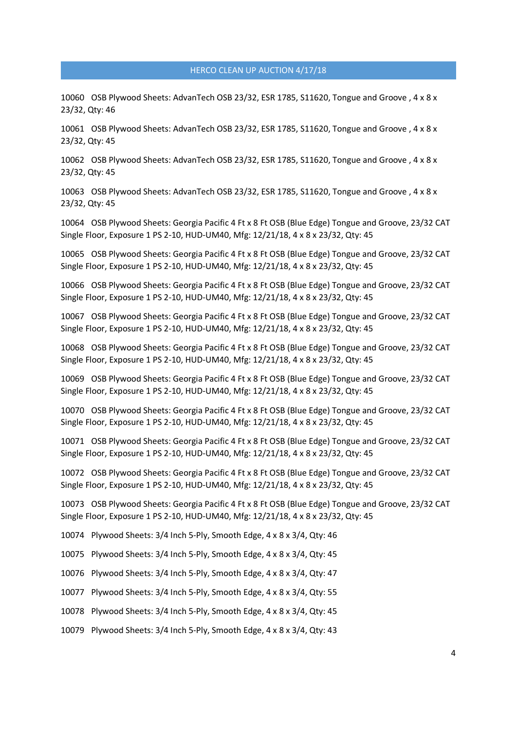HERCO CLEAN UP AUCTION 4/17/18

10060 OSB Plywood Sheets: AdvanTech OSB 23/32, ESR 1785, S11620, Tongue and Groove , 4 x 8 x 23/32, Qty: 46

10061 OSB Plywood Sheets: AdvanTech OSB 23/32, ESR 1785, S11620, Tongue and Groove , 4 x 8 x 23/32, Qty: 45

10062 OSB Plywood Sheets: AdvanTech OSB 23/32, ESR 1785, S11620, Tongue and Groove , 4 x 8 x 23/32, Qty: 45

10063 OSB Plywood Sheets: AdvanTech OSB 23/32, ESR 1785, S11620, Tongue and Groove , 4 x 8 x 23/32, Qty: 45

10064 OSB Plywood Sheets: Georgia Pacific 4 Ft x 8 Ft OSB (Blue Edge) Tongue and Groove, 23/32 CAT Single Floor, Exposure 1 PS 2-10, HUD-UM40, Mfg: 12/21/18, 4 x 8 x 23/32, Qty: 45

10065 OSB Plywood Sheets: Georgia Pacific 4 Ft x 8 Ft OSB (Blue Edge) Tongue and Groove, 23/32 CAT Single Floor, Exposure 1 PS 2-10, HUD-UM40, Mfg: 12/21/18, 4 x 8 x 23/32, Qty: 45

10066 OSB Plywood Sheets: Georgia Pacific 4 Ft x 8 Ft OSB (Blue Edge) Tongue and Groove, 23/32 CAT Single Floor, Exposure 1 PS 2-10, HUD-UM40, Mfg: 12/21/18, 4 x 8 x 23/32, Qty: 45

10067 OSB Plywood Sheets: Georgia Pacific 4 Ft x 8 Ft OSB (Blue Edge) Tongue and Groove, 23/32 CAT Single Floor, Exposure 1 PS 2-10, HUD-UM40, Mfg: 12/21/18, 4 x 8 x 23/32, Qty: 45

10068 OSB Plywood Sheets: Georgia Pacific 4 Ft x 8 Ft OSB (Blue Edge) Tongue and Groove, 23/32 CAT Single Floor, Exposure 1 PS 2-10, HUD-UM40, Mfg: 12/21/18, 4 x 8 x 23/32, Qty: 45

10069 OSB Plywood Sheets: Georgia Pacific 4 Ft x 8 Ft OSB (Blue Edge) Tongue and Groove, 23/32 CAT Single Floor, Exposure 1 PS 2-10, HUD-UM40, Mfg: 12/21/18, 4 x 8 x 23/32, Qty: 45

10070 OSB Plywood Sheets: Georgia Pacific 4 Ft x 8 Ft OSB (Blue Edge) Tongue and Groove, 23/32 CAT Single Floor, Exposure 1 PS 2-10, HUD-UM40, Mfg: 12/21/18, 4 x 8 x 23/32, Qty: 45

10071 OSB Plywood Sheets: Georgia Pacific 4 Ft x 8 Ft OSB (Blue Edge) Tongue and Groove, 23/32 CAT Single Floor, Exposure 1 PS 2-10, HUD-UM40, Mfg: 12/21/18, 4 x 8 x 23/32, Qty: 45

10072 OSB Plywood Sheets: Georgia Pacific 4 Ft x 8 Ft OSB (Blue Edge) Tongue and Groove, 23/32 CAT Single Floor, Exposure 1 PS 2-10, HUD-UM40, Mfg: 12/21/18, 4 x 8 x 23/32, Qty: 45

10073 OSB Plywood Sheets: Georgia Pacific 4 Ft x 8 Ft OSB (Blue Edge) Tongue and Groove, 23/32 CAT Single Floor, Exposure 1 PS 2-10, HUD-UM40, Mfg: 12/21/18, 4 x 8 x 23/32, Qty: 45

10074 Plywood Sheets: 3/4 Inch 5-Ply, Smooth Edge, 4 x 8 x 3/4, Qty: 46

10075 Plywood Sheets: 3/4 Inch 5-Ply, Smooth Edge, 4 x 8 x 3/4, Qty: 45

10076 Plywood Sheets: 3/4 Inch 5-Ply, Smooth Edge, 4 x 8 x 3/4, Qty: 47

10077 Plywood Sheets: 3/4 Inch 5-Ply, Smooth Edge, 4 x 8 x 3/4, Qty: 55

10078 Plywood Sheets: 3/4 Inch 5-Ply, Smooth Edge, 4 x 8 x 3/4, Qty: 45

10079 Plywood Sheets: 3/4 Inch 5-Ply, Smooth Edge, 4 x 8 x 3/4, Qty: 43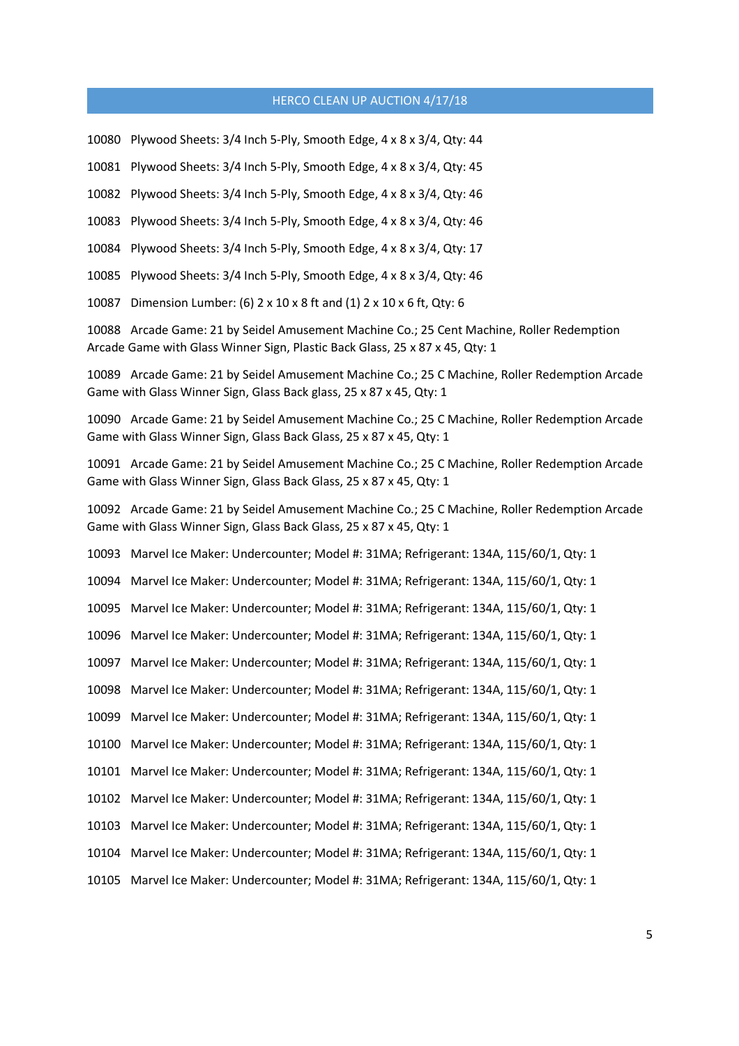10080 Plywood Sheets: 3/4 Inch 5-Ply, Smooth Edge, 4 x 8 x 3/4, Qty: 44

10081 Plywood Sheets: 3/4 Inch 5-Ply, Smooth Edge, 4 x 8 x 3/4, Qty: 45

10082 Plywood Sheets: 3/4 Inch 5-Ply, Smooth Edge, 4 x 8 x 3/4, Qty: 46

10083 Plywood Sheets: 3/4 Inch 5-Ply, Smooth Edge, 4 x 8 x 3/4, Qty: 46

10084 Plywood Sheets: 3/4 Inch 5-Ply, Smooth Edge, 4 x 8 x 3/4, Qty: 17

10085 Plywood Sheets: 3/4 Inch 5-Ply, Smooth Edge, 4 x 8 x 3/4, Qty: 46

10087 Dimension Lumber: (6) 2 x 10 x 8 ft and (1) 2 x 10 x 6 ft, Qty: 6

10088 Arcade Game: 21 by Seidel Amusement Machine Co.; 25 Cent Machine, Roller Redemption Arcade Game with Glass Winner Sign, Plastic Back Glass, 25 x 87 x 45, Qty: 1

10089 Arcade Game: 21 by Seidel Amusement Machine Co.; 25 C Machine, Roller Redemption Arcade Game with Glass Winner Sign, Glass Back glass, 25 x 87 x 45, Qty: 1

10090 Arcade Game: 21 by Seidel Amusement Machine Co.; 25 C Machine, Roller Redemption Arcade Game with Glass Winner Sign, Glass Back Glass, 25 x 87 x 45, Qty: 1

10091 Arcade Game: 21 by Seidel Amusement Machine Co.; 25 C Machine, Roller Redemption Arcade Game with Glass Winner Sign, Glass Back Glass, 25 x 87 x 45, Qty: 1

10092 Arcade Game: 21 by Seidel Amusement Machine Co.; 25 C Machine, Roller Redemption Arcade Game with Glass Winner Sign, Glass Back Glass, 25 x 87 x 45, Qty: 1

10093 Marvel Ice Maker: Undercounter; Model #: 31MA; Refrigerant: 134A, 115/60/1, Qty: 1

10094 Marvel Ice Maker: Undercounter; Model #: 31MA; Refrigerant: 134A, 115/60/1, Qty: 1

10095 Marvel Ice Maker: Undercounter; Model #: 31MA; Refrigerant: 134A, 115/60/1, Qty: 1

10096 Marvel Ice Maker: Undercounter; Model #: 31MA; Refrigerant: 134A, 115/60/1, Qty: 1

10097 Marvel Ice Maker: Undercounter; Model #: 31MA; Refrigerant: 134A, 115/60/1, Qty: 1

10098 Marvel Ice Maker: Undercounter; Model #: 31MA; Refrigerant: 134A, 115/60/1, Qty: 1

10099 Marvel Ice Maker: Undercounter; Model #: 31MA; Refrigerant: 134A, 115/60/1, Qty: 1

10100 Marvel Ice Maker: Undercounter; Model #: 31MA; Refrigerant: 134A, 115/60/1, Qty: 1

10101 Marvel Ice Maker: Undercounter; Model #: 31MA; Refrigerant: 134A, 115/60/1, Qty: 1

10102 Marvel Ice Maker: Undercounter; Model #: 31MA; Refrigerant: 134A, 115/60/1, Qty: 1

10103 Marvel Ice Maker: Undercounter; Model #: 31MA; Refrigerant: 134A, 115/60/1, Qty: 1

10104 Marvel Ice Maker: Undercounter; Model #: 31MA; Refrigerant: 134A, 115/60/1, Qty: 1

10105 Marvel Ice Maker: Undercounter; Model #: 31MA; Refrigerant: 134A, 115/60/1, Qty: 1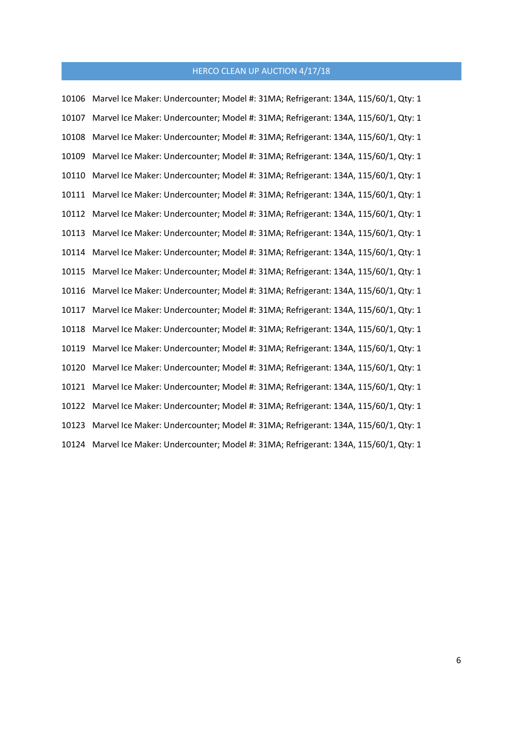10106 Marvel Ice Maker: Undercounter; Model #: 31MA; Refrigerant: 134A, 115/60/1, Qty: 1

10107 Marvel Ice Maker: Undercounter; Model #: 31MA; Refrigerant: 134A, 115/60/1, Qty: 1

10108 Marvel Ice Maker: Undercounter; Model #: 31MA; Refrigerant: 134A, 115/60/1, Qty: 1

10109 Marvel Ice Maker: Undercounter; Model #: 31MA; Refrigerant: 134A, 115/60/1, Qty: 1

10110 Marvel Ice Maker: Undercounter; Model #: 31MA; Refrigerant: 134A, 115/60/1, Qty: 1

10111 Marvel Ice Maker: Undercounter; Model #: 31MA; Refrigerant: 134A, 115/60/1, Qty: 1

10112 Marvel Ice Maker: Undercounter; Model #: 31MA; Refrigerant: 134A, 115/60/1, Qty: 1

10113 Marvel Ice Maker: Undercounter; Model #: 31MA; Refrigerant: 134A, 115/60/1, Qty: 1

10114 Marvel Ice Maker: Undercounter; Model #: 31MA; Refrigerant: 134A, 115/60/1, Qty: 1

10115 Marvel Ice Maker: Undercounter; Model #: 31MA; Refrigerant: 134A, 115/60/1, Qty: 1

10116 Marvel Ice Maker: Undercounter; Model #: 31MA; Refrigerant: 134A, 115/60/1, Qty: 1

10117 Marvel Ice Maker: Undercounter; Model #: 31MA; Refrigerant: 134A, 115/60/1, Qty: 1

10118 Marvel Ice Maker: Undercounter; Model #: 31MA; Refrigerant: 134A, 115/60/1, Qty: 1

10119 Marvel Ice Maker: Undercounter; Model #: 31MA; Refrigerant: 134A, 115/60/1, Qty: 1

10120 Marvel Ice Maker: Undercounter; Model #: 31MA; Refrigerant: 134A, 115/60/1, Qty: 1

10121 Marvel Ice Maker: Undercounter; Model #: 31MA; Refrigerant: 134A, 115/60/1, Qty: 1

10122 Marvel Ice Maker: Undercounter; Model #: 31MA; Refrigerant: 134A, 115/60/1, Qty: 1

10123 Marvel Ice Maker: Undercounter; Model #: 31MA; Refrigerant: 134A, 115/60/1, Qty: 1

10124 Marvel Ice Maker: Undercounter; Model #: 31MA; Refrigerant: 134A, 115/60/1, Qty: 1